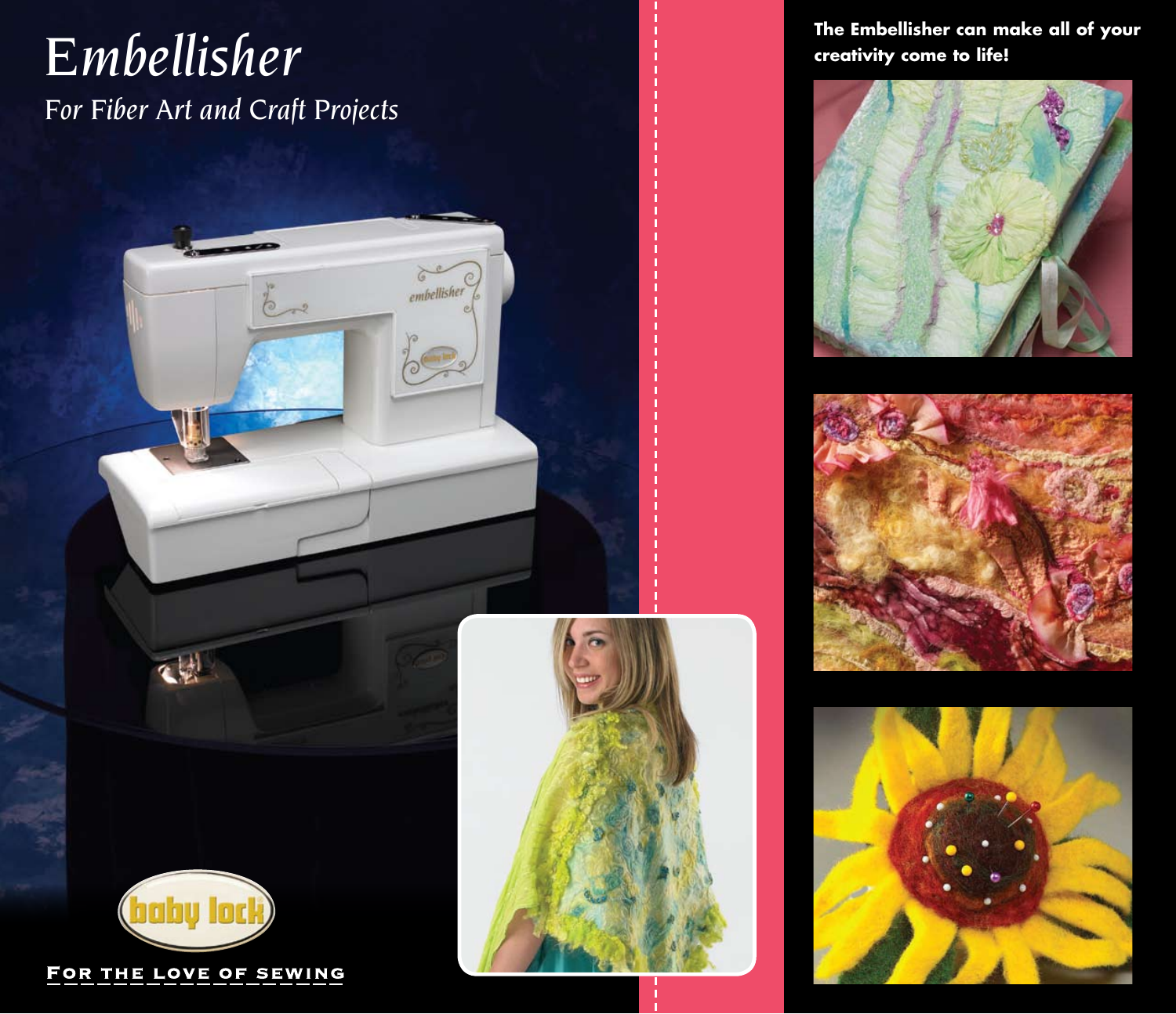# Embellisher

*For Fiber Art and Craft Projects*

baby lock

FOR THE LOVE OF SEWING

**The Embellisher can make all of your creativity come to life!**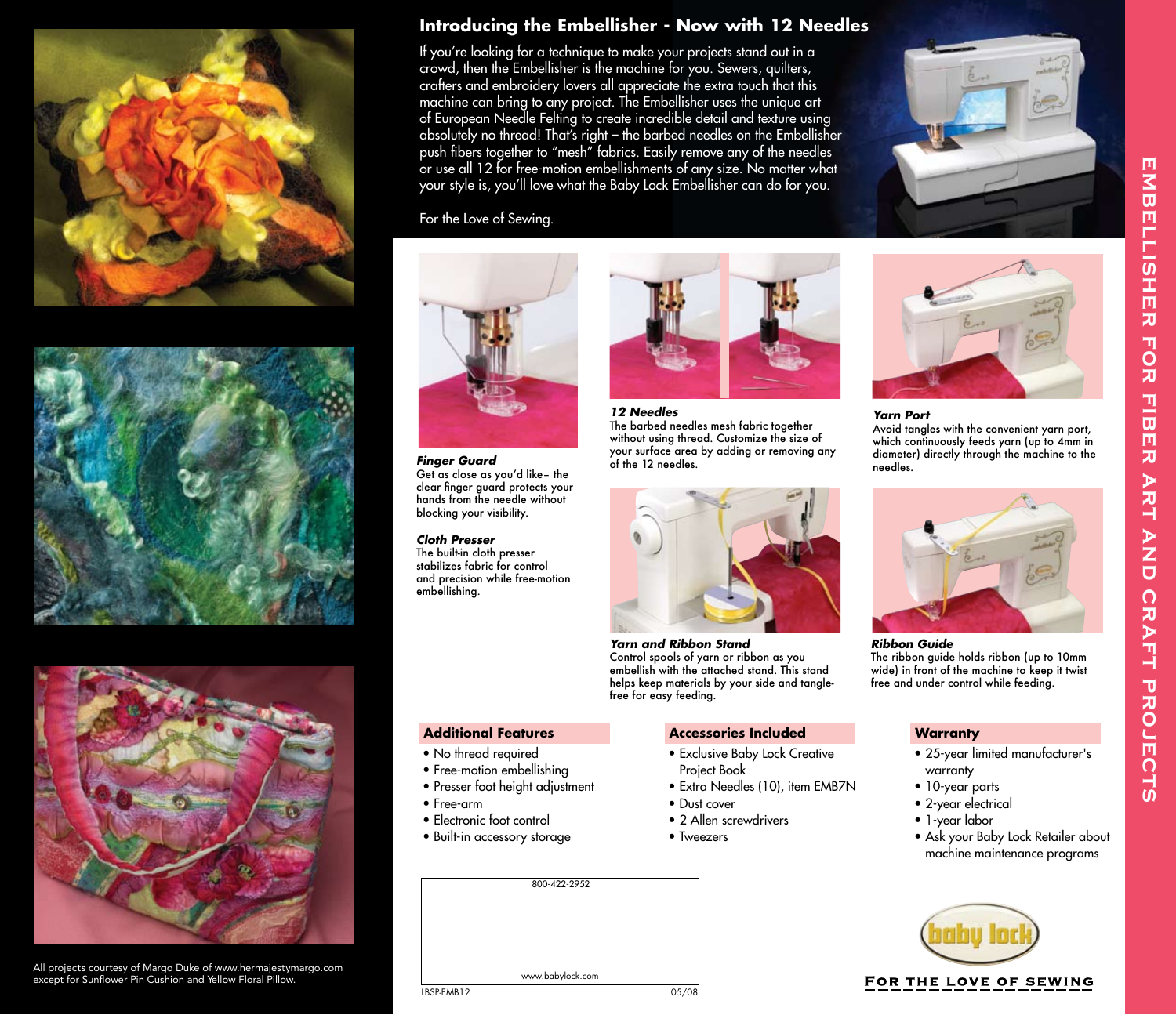## Introducing the Embellisher - Now with 12 Needles

If you're looking for a technique to make your projects stand out in a crowd, then the Embellisher is the machine for you. Sewers, quilters, crafters and embroidery lovers all appreciate the extra touch that this machine can bring to any project. The Embellisher uses the unique art of European Needle Felting to create incredible detail and texture using absolutely no thread! That's right – the barbed needles on the Embellisher push fibers together to "mesh" fabrics. Easily remove any of the needles or use all 12 for free-motion embellishments of any size. No matter what your style is, you'll love what the Baby Lock Embellisher can do for you.

For the Love of Sewing.

***Finger Guard***
Get as close as you'd like– the clear finger guard protects your hands from the needle without blocking your visibility.

***Cloth Presser***
The built-in cloth presser stabilizes fabric for control and precision while free-motion embellishing.

***12 Needles***
The barbed needles mesh fabric together without using thread. Customize the size of your surface area by adding or removing any of the 12 needles.

***Yarn Port***
Avoid tangles with the convenient yarn port, which continuously feeds yarn (up to 4mm in diameter) directly through the machine to the needles.

***Yarn and Ribbon Stand***
Control spools of yarn or ribbon as you embellish with the attached stand. This stand helps keep materials by your side and tangle-free for easy feeding.

***Ribbon Guide***
The ribbon guide holds ribbon (up to 10mm wide) in front of the machine to keep it twist free and under control while feeding.

### Additional Features

- No thread required
- Free-motion embellishing
- Presser foot height adjustment
- Free-arm
- Electronic foot control
- Built-in accessory storage

### Accessories Included

- Exclusive Baby Lock Creative Project Book
- Extra Needles (10), item EMB7N
- Dust cover
- 2 Allen screwdrivers
- Tweezers

### Warranty

- 25-year limited manufacturer's warranty
- 10-year parts
- 2-year electrical
- 1-year labor
- Ask your Baby Lock Retailer about machine maintenance programs

800-422-2952

www.babylock.com

LBSP-EMB12 05/08

baby lock

FOR THE LOVE OF SEWING

EMBELLISHER FOR FIBER ART AND CRAFT PROJECTS

All projects courtesy of Margo Duke of www.hermajestymargo.com except for Sunflower Pin Cushion and Yellow Floral Pillow.